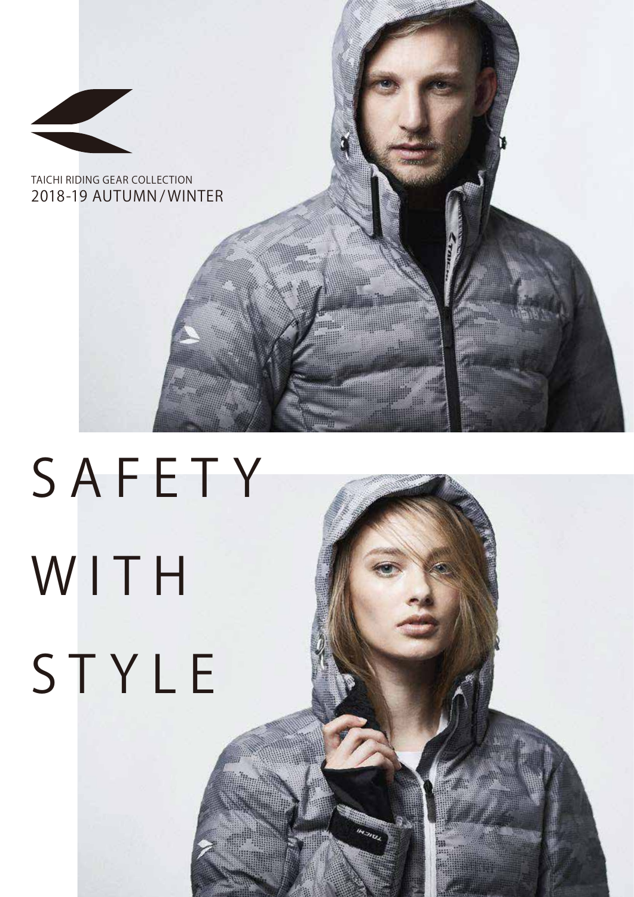TAICHI RIDING GEAR COLLECTION

2018-19 AUTUMN / WINTER

# SAFETY WITH STYLE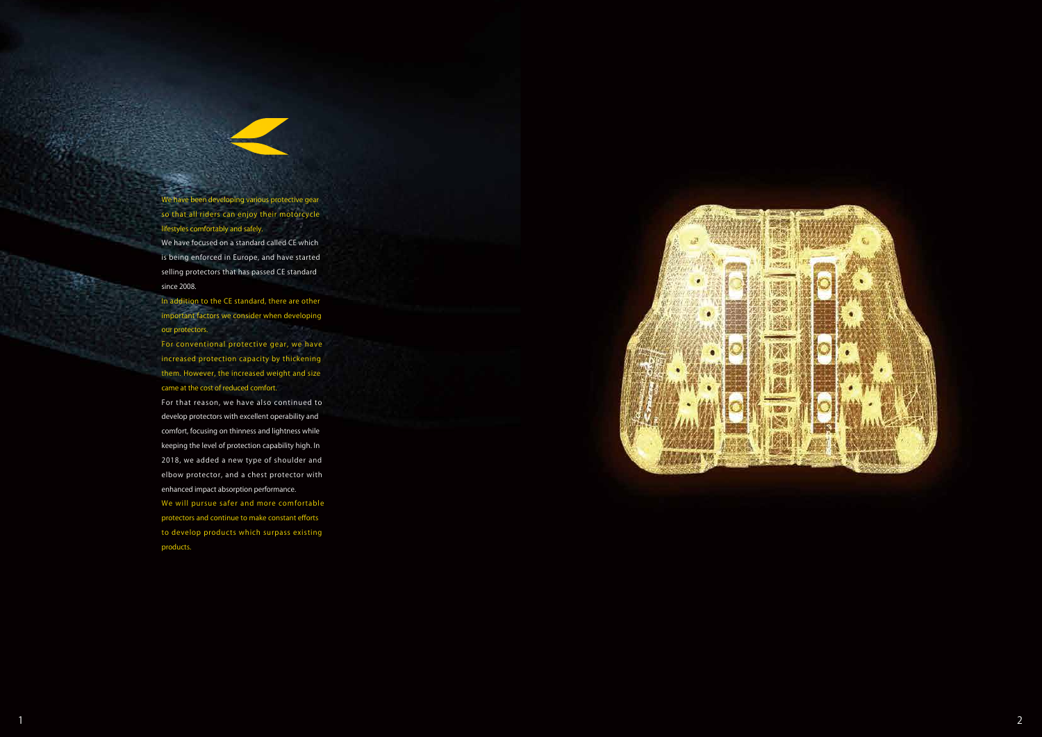We have been developing various protective gear so that all riders can enjoy their motorcycle lifestyles comfortably and safely.

We have focused on a standard called CE which is being enforced in Europe, and have started selling protectors that has passed CE standard since 2008.

In addition to the CE standard, there are other important factors we consider when developing our protectors.

For conventional protective gear, we have increased protection capacity by thickening them. However, the increased weight and size came at the cost of reduced comfort.

For that reason, we have also continued to develop protectors with excellent operability and comfort, focusing on thinness and lightness while keeping the level of protection capability high. In 2018, we added a new type of shoulder and elbow protector, and a chest protector with enhanced impact absorption performance.

We will pursue safer and more comfortable protectors and continue to make constant efforts to develop products which surpass existing products.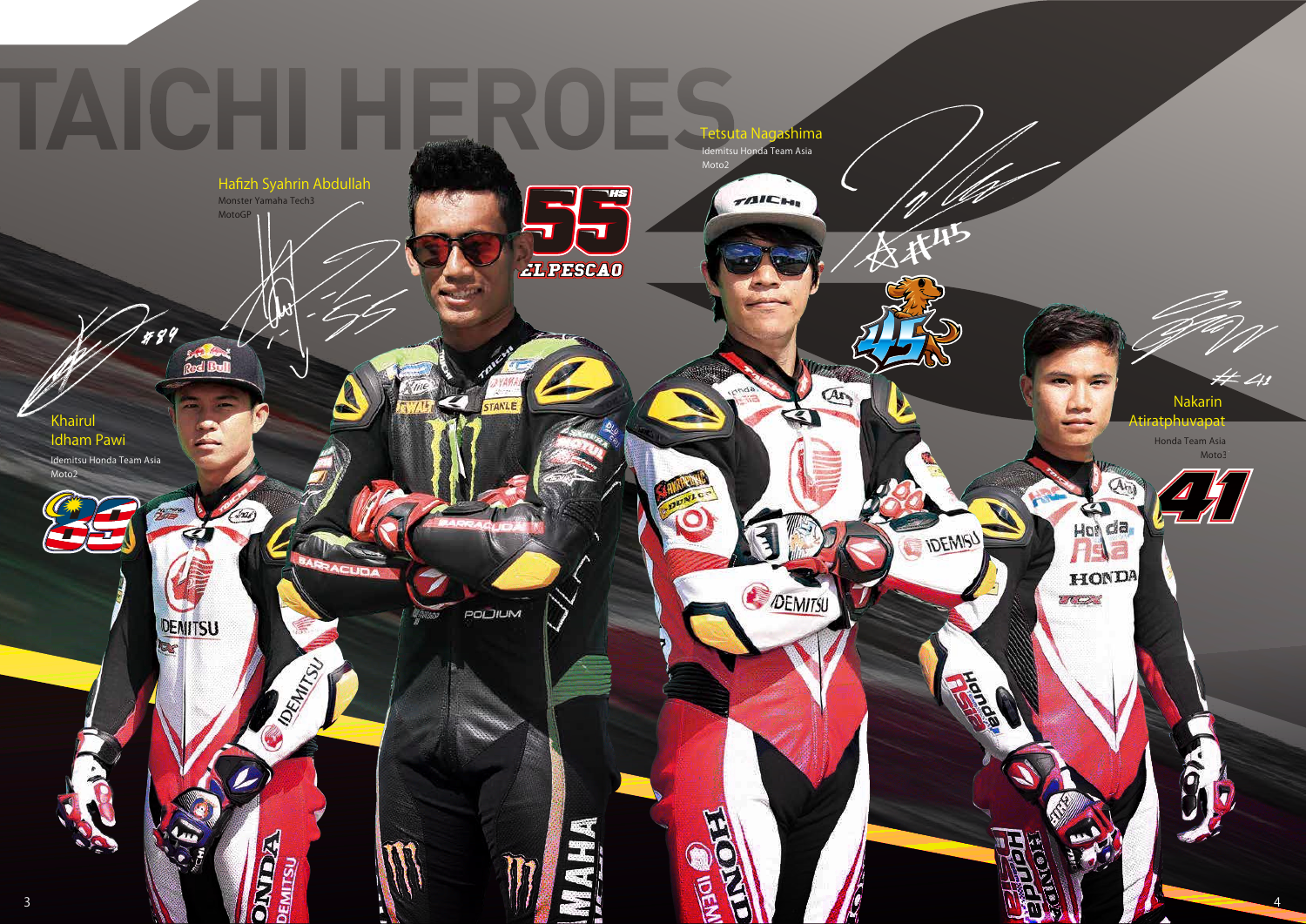# TAICHI HEROES

**Khairul Idham Pawi**
Idemitsu Honda Team Asia
Moto2

**Hafizh Syahrin Abdullah**
Monster Yamaha Tech3
MotoGP

**Tetsuta Nagashima**
Idemitsu Honda Team Asia
Moto2

**Nakarin Atiratphuvapat**
Honda Team Asia
Moto3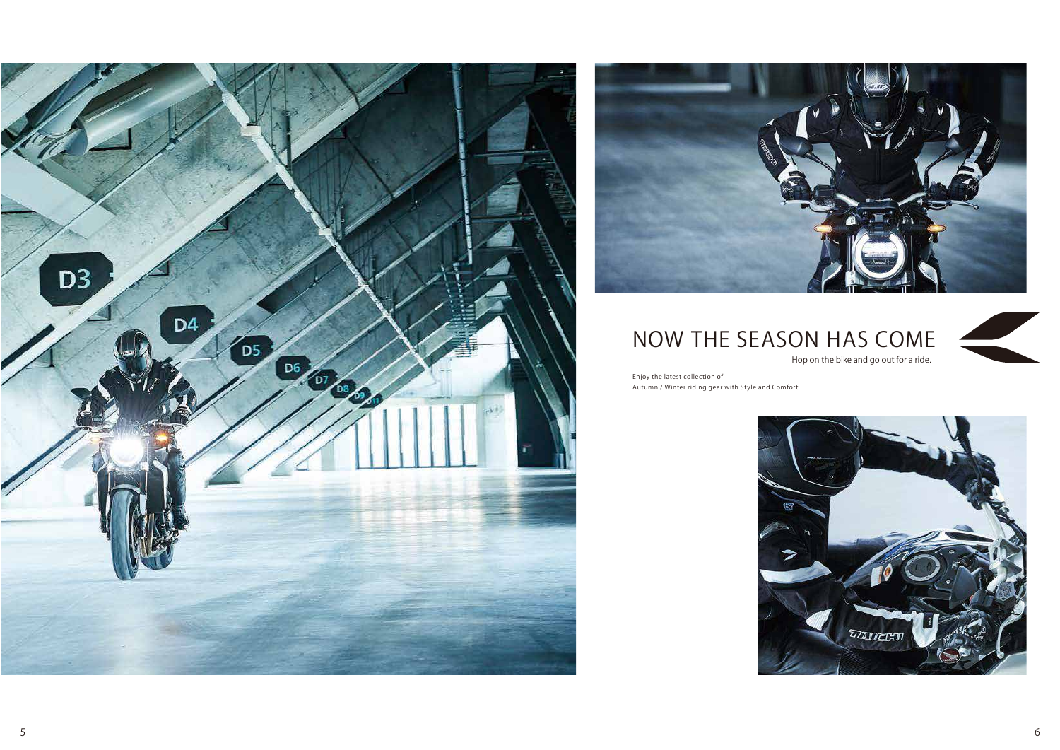# NOW THE SEASON HAS COME

Hop on the bike and go out for a ride.

Enjoy the latest collection of
Autumn / Winter riding gear with Style and Comfort.